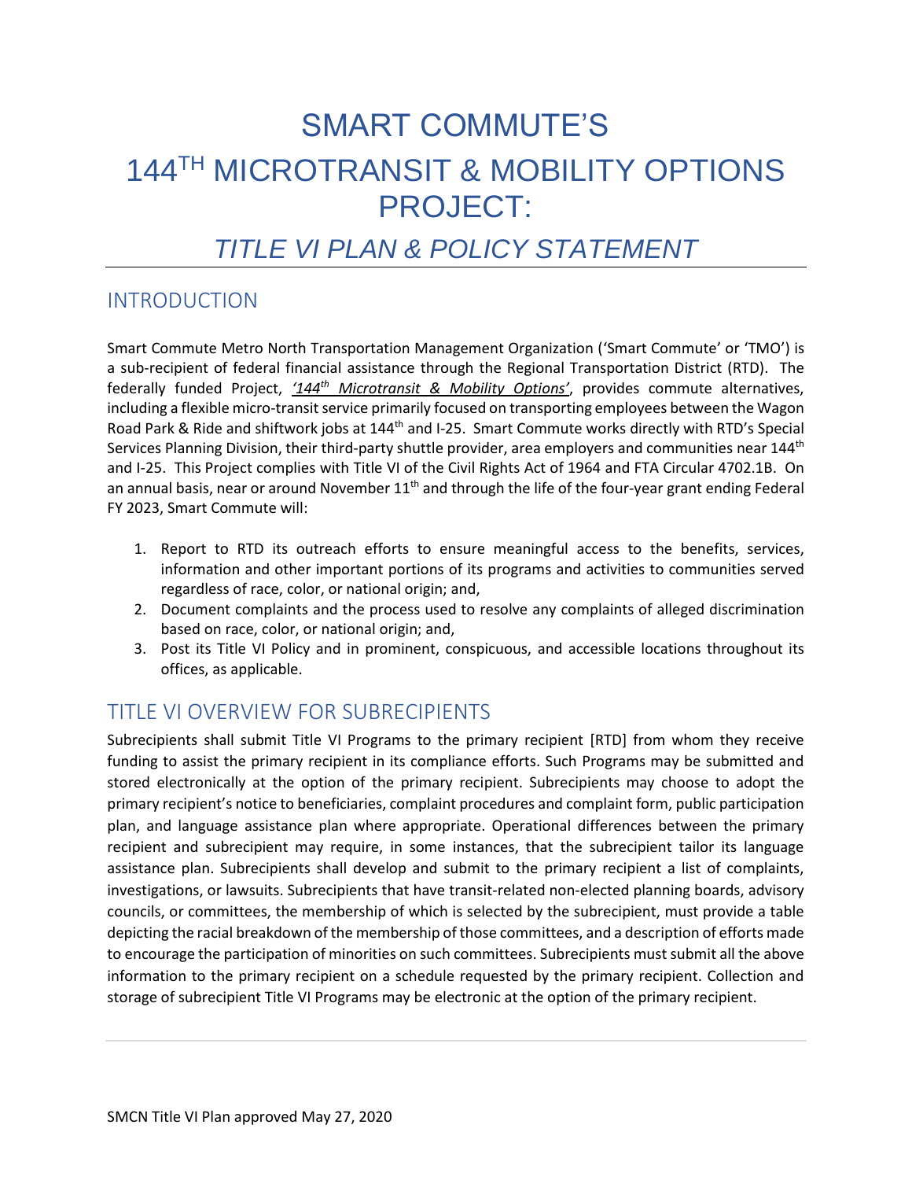# SMART COMMUTE'S 144TH MICROTRANSIT & MOBILITY OPTIONS PROJECT:

## *TITLE VI PLAN & POLICY STATEMENT*

## INTRODUCTION

Smart Commute Metro North Transportation Management Organization ('Smart Commute' or 'TMO') is a sub-recipient of federal financial assistance through the Regional Transportation District (RTD). The federally funded Project, *'144th Microtransit & Mobility Options'*, provides commute alternatives, including a flexible micro-transit service primarily focused on transporting employees between the Wagon Road Park & Ride and shiftwork jobs at 144th and I-25. Smart Commute works directly with RTD's Special Services Planning Division, their third-party shuttle provider, area employers and communities near 144th and I-25. This Project complies with Title VI of the Civil Rights Act of 1964 and FTA Circular 4702.1B. On an annual basis, near or around November 11th and through the life of the four-year grant ending Federal FY 2023, Smart Commute will:

1. Report to RTD its outreach efforts to ensure meaningful access to the benefits, services, information and other important portions of its programs and activities to communities served regardless of race, color, or national origin; and,
2. Document complaints and the process used to resolve any complaints of alleged discrimination based on race, color, or national origin; and,
3. Post its Title VI Policy and in prominent, conspicuous, and accessible locations throughout its offices, as applicable.

## TITLE VI OVERVIEW FOR SUBRECIPIENTS

Subrecipients shall submit Title VI Programs to the primary recipient [RTD] from whom they receive funding to assist the primary recipient in its compliance efforts. Such Programs may be submitted and stored electronically at the option of the primary recipient. Subrecipients may choose to adopt the primary recipient's notice to beneficiaries, complaint procedures and complaint form, public participation plan, and language assistance plan where appropriate. Operational differences between the primary recipient and subrecipient may require, in some instances, that the subrecipient tailor its language assistance plan. Subrecipients shall develop and submit to the primary recipient a list of complaints, investigations, or lawsuits. Subrecipients that have transit-related non-elected planning boards, advisory councils, or committees, the membership of which is selected by the subrecipient, must provide a table depicting the racial breakdown of the membership of those committees, and a description of efforts made to encourage the participation of minorities on such committees. Subrecipients must submit all the above information to the primary recipient on a schedule requested by the primary recipient. Collection and storage of subrecipient Title VI Programs may be electronic at the option of the primary recipient.

SMCN Title VI Plan approved May 27, 2020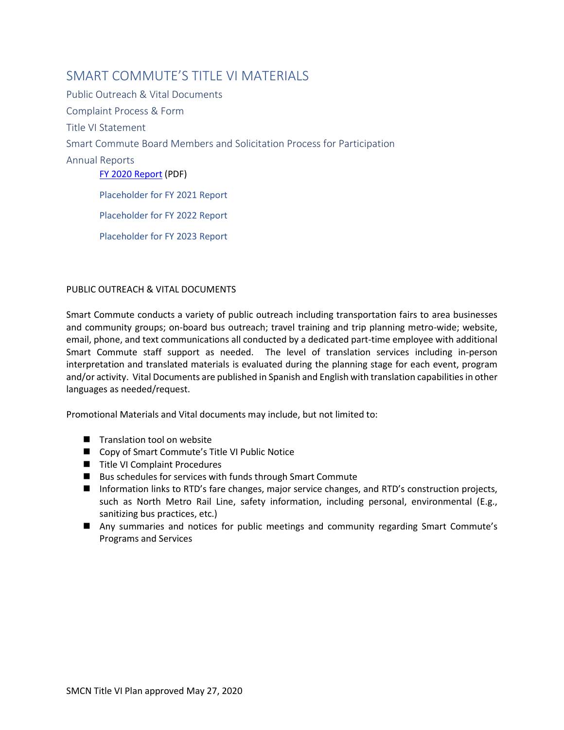# SMART COMMUTE'S TITLE VI MATERIALS

Public Outreach & Vital Documents

Complaint Process & Form

Title VI Statement

Smart Commute Board Members and Solicitation Process for Participation

Annual Reports

- FY 2020 Report (PDF)
- Placeholder for FY 2021 Report
- Placeholder for FY 2022 Report
- Placeholder for FY 2023 Report

## PUBLIC OUTREACH & VITAL DOCUMENTS

Smart Commute conducts a variety of public outreach including transportation fairs to area businesses and community groups; on-board bus outreach; travel training and trip planning metro-wide; website, email, phone, and text communications all conducted by a dedicated part-time employee with additional Smart Commute staff support as needed. The level of translation services including in-person interpretation and translated materials is evaluated during the planning stage for each event, program and/or activity. Vital Documents are published in Spanish and English with translation capabilities in other languages as needed/request.

Promotional Materials and Vital documents may include, but not limited to:

- Translation tool on website
- Copy of Smart Commute's Title VI Public Notice
- Title VI Complaint Procedures
- Bus schedules for services with funds through Smart Commute
- Information links to RTD's fare changes, major service changes, and RTD's construction projects, such as North Metro Rail Line, safety information, including personal, environmental (E.g., sanitizing bus practices, etc.)
- Any summaries and notices for public meetings and community regarding Smart Commute's Programs and Services

SMCN Title VI Plan approved May 27, 2020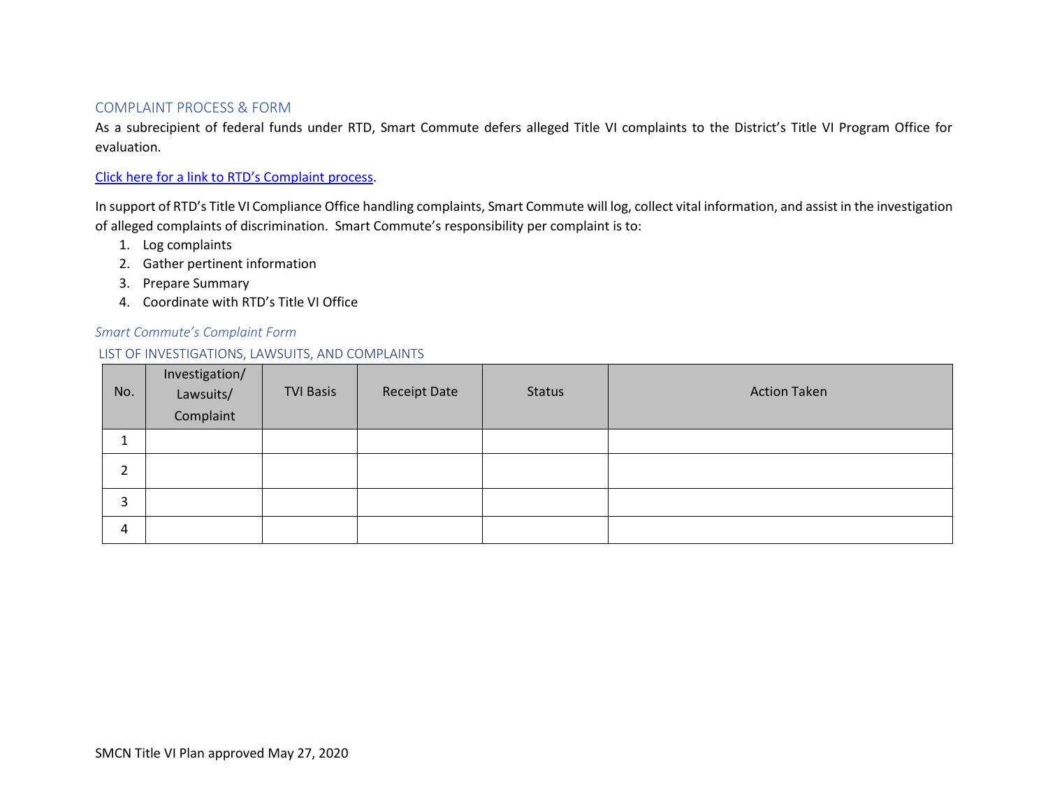## COMPLAINT PROCESS & FORM

As a subrecipient of federal funds under RTD, Smart Commute defers alleged Title VI complaints to the District's Title VI Program Office for evaluation.

Click here for a link to RTD's Complaint process.

In support of RTD's Title VI Compliance Office handling complaints, Smart Commute will log, collect vital information, and assist in the investigation of alleged complaints of discrimination. Smart Commute's responsibility per complaint is to:

1. Log complaints
2. Gather pertinent information
3. Prepare Summary
4. Coordinate with RTD's Title VI Office

### *Smart Commute's Complaint Form*

LIST OF INVESTIGATIONS, LAWSUITS, AND COMPLAINTS

| No. | Investigation/ Lawsuits/ Complaint | TVI Basis | Receipt Date | Status | Action Taken |
|---|---|---|---|---|---|
| 1 | | | | | |
| 2 | | | | | |
| 3 | | | | | |
| 4 | | | | | |

SMCN Title VI Plan approved May 27, 2020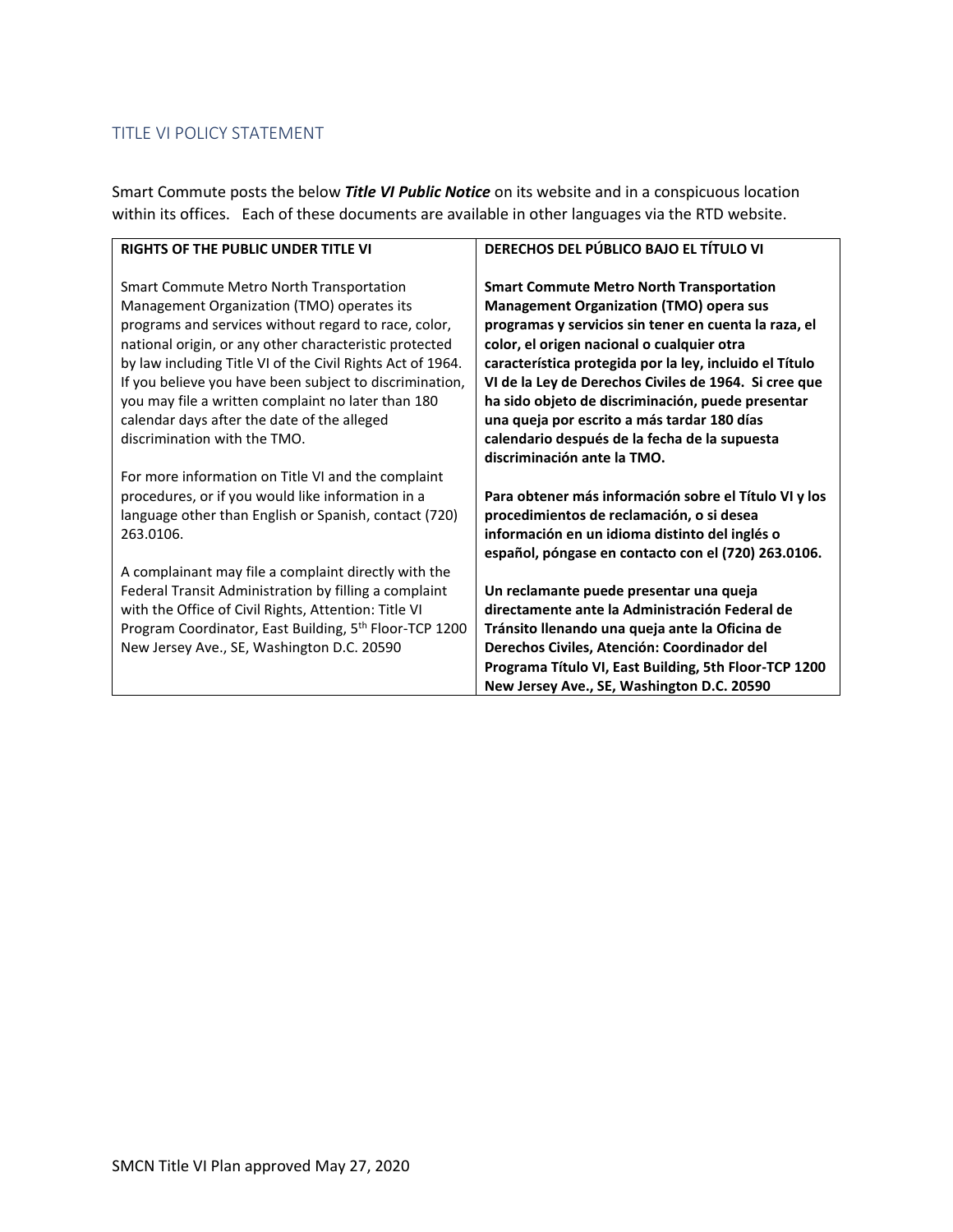## TITLE VI POLICY STATEMENT

Smart Commute posts the below ***Title VI Public Notice*** on its website and in a conspicuous location within its offices. Each of these documents are available in other languages via the RTD website.

| RIGHTS OF THE PUBLIC UNDER TITLE VI | DERECHOS DEL PÚBLICO BAJO EL TÍTULO VI |
|---|---|
| Smart Commute Metro North Transportation Management Organization (TMO) operates its programs and services without regard to race, color, national origin, or any other characteristic protected by law including Title VI of the Civil Rights Act of 1964. If you believe you have been subject to discrimination, you may file a written complaint no later than 180 calendar days after the date of the alleged discrimination with the TMO.<br><br>For more information on Title VI and the complaint procedures, or if you would like information in a language other than English or Spanish, contact (720) 263.0106.<br><br>A complainant may file a complaint directly with the Federal Transit Administration by filling a complaint with the Office of Civil Rights, Attention: Title VI Program Coordinator, East Building, 5th Floor-TCP 1200 New Jersey Ave., SE, Washington D.C. 20590 | **Smart Commute Metro North Transportation Management Organization (TMO) opera sus programas y servicios sin tener en cuenta la raza, el color, el origen nacional o cualquier otra característica protegida por la ley, incluido el Título VI de la Ley de Derechos Civiles de 1964. Si cree que ha sido objeto de discriminación, puede presentar una queja por escrito a más tardar 180 días calendario después de la fecha de la supuesta discriminación ante la TMO.**<br><br>**Para obtener más información sobre el Título VI y los procedimientos de reclamación, o si desea información en un idioma distinto del inglés o español, póngase en contacto con el (720) 263.0106.**<br><br>**Un reclamante puede presentar una queja directamente ante la Administración Federal de Tránsito llenando una queja ante la Oficina de Derechos Civiles, Atención: Coordinador del Programa Título VI, East Building, 5th Floor-TCP 1200 New Jersey Ave., SE, Washington D.C. 20590** |

SMCN Title VI Plan approved May 27, 2020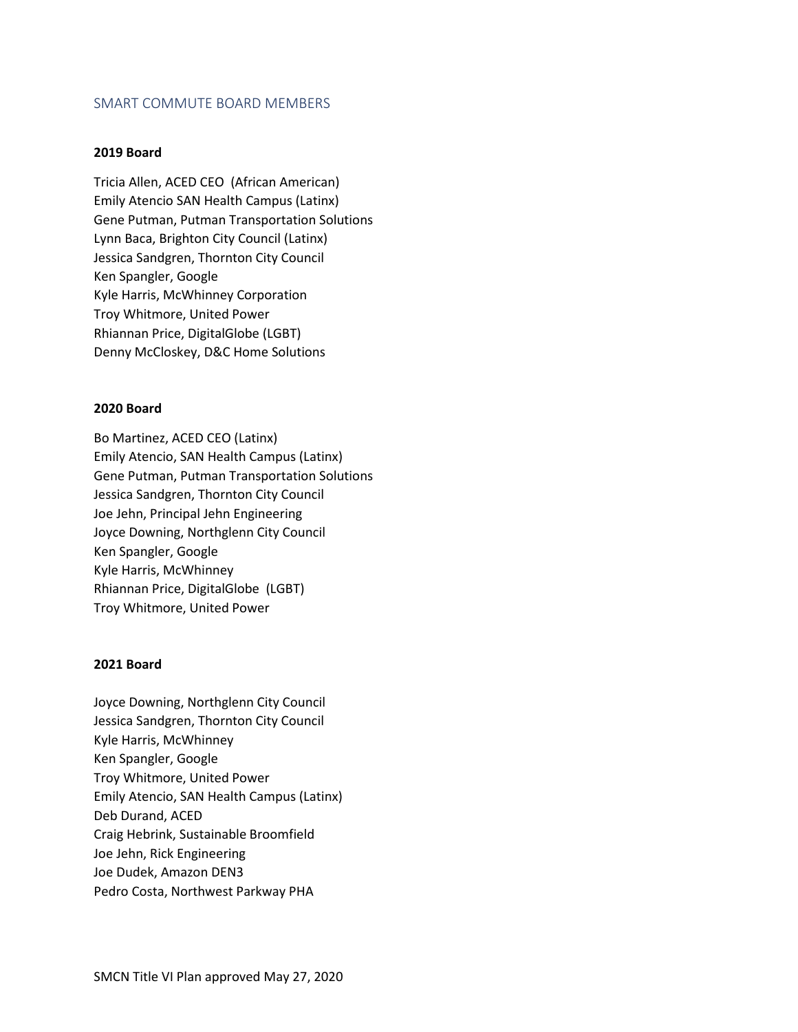## SMART COMMUTE BOARD MEMBERS

**2019 Board**

Tricia Allen, ACED CEO (African American)
Emily Atencio SAN Health Campus (Latinx)
Gene Putman, Putman Transportation Solutions
Lynn Baca, Brighton City Council (Latinx)
Jessica Sandgren, Thornton City Council
Ken Spangler, Google
Kyle Harris, McWhinney Corporation
Troy Whitmore, United Power
Rhiannan Price, DigitalGlobe (LGBT)
Denny McCloskey, D&C Home Solutions

**2020 Board**

Bo Martinez, ACED CEO (Latinx)
Emily Atencio, SAN Health Campus (Latinx)
Gene Putman, Putman Transportation Solutions
Jessica Sandgren, Thornton City Council
Joe Jehn, Principal Jehn Engineering
Joyce Downing, Northglenn City Council
Ken Spangler, Google
Kyle Harris, McWhinney
Rhiannan Price, DigitalGlobe (LGBT)
Troy Whitmore, United Power

**2021 Board**

Joyce Downing, Northglenn City Council
Jessica Sandgren, Thornton City Council
Kyle Harris, McWhinney
Ken Spangler, Google
Troy Whitmore, United Power
Emily Atencio, SAN Health Campus (Latinx)
Deb Durand, ACED
Craig Hebrink, Sustainable Broomfield
Joe Jehn, Rick Engineering
Joe Dudek, Amazon DEN3
Pedro Costa, Northwest Parkway PHA